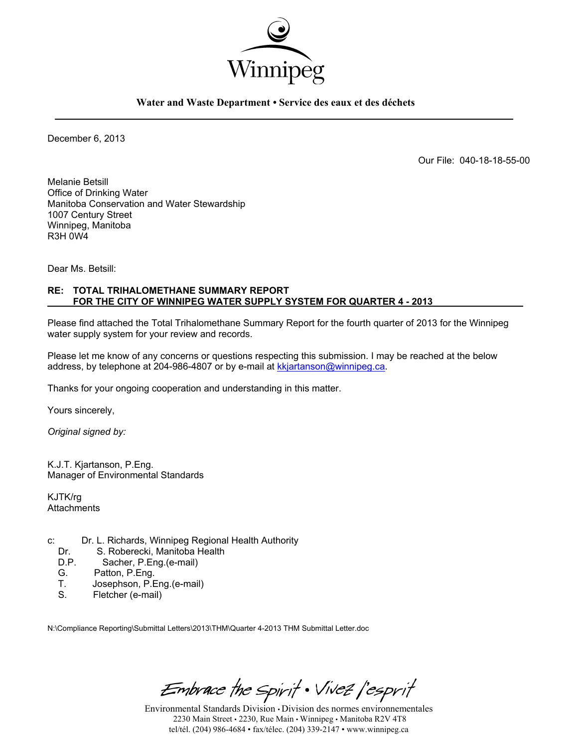Winnipeg

**Water and Waste Department • Service des eaux et des déchets**

December 6, 2013

Our File: 040-18-18-55-00

Melanie Betsill  
Office of Drinking Water  
Manitoba Conservation and Water Stewardship  
1007 Century Street  
Winnipeg, Manitoba  
R3H 0W4

Dear Ms. Betsill:

**RE: TOTAL TRIHALOMETHANE SUMMARY REPORT FOR THE CITY OF WINNIPEG WATER SUPPLY SYSTEM FOR QUARTER 4 - 2013**

Please find attached the Total Trihalomethane Summary Report for the fourth quarter of 2013 for the Winnipeg water supply system for your review and records.

Please let me know of any concerns or questions respecting this submission. I may be reached at the below address, by telephone at 204-986-4807 or by e-mail at kkjartanson@winnipeg.ca.

Thanks for your ongoing cooperation and understanding in this matter.

Yours sincerely,

*Original signed by:*

K.J.T. Kjartanson, P.Eng.  
Manager of Environmental Standards

KJTK/rg  
Attachments

c: Dr. L. Richards, Winnipeg Regional Health Authority  
Dr. S. Roberecki, Manitoba Health  
D.P. Sacher, P.Eng.(e-mail)  
G. Patton, P.Eng.  
T. Josephson, P.Eng.(e-mail)  
S. Fletcher (e-mail)

N:\Compliance Reporting\Submittal Letters\2013\THM\Quarter 4-2013 THM Submittal Letter.doc

*Embrace the Spirit • Vivez l'esprit*

Environmental Standards Division • Division des normes environnementales  
2230 Main Street • 2230, Rue Main • Winnipeg • Manitoba R2V 4T8  
tel/tél. (204) 986-4684 • fax/télec. (204) 339-2147 • www.winnipeg.ca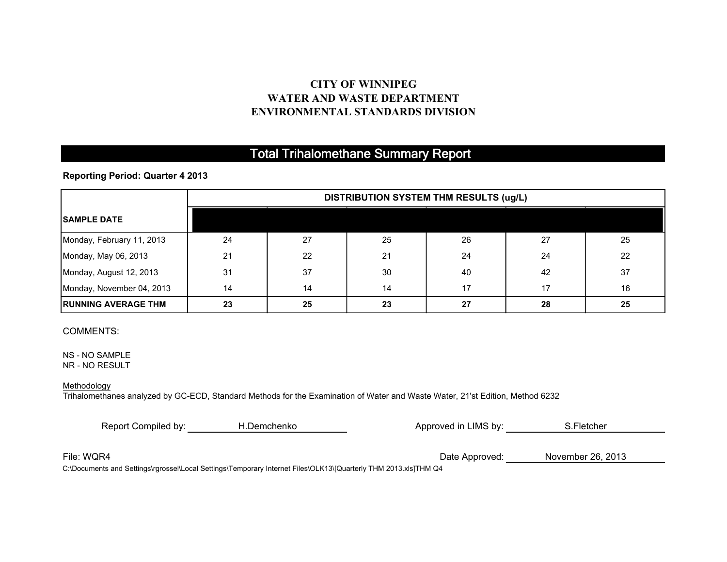**CITY OF WINNIPEG**
**WATER AND WASTE DEPARTMENT**
**ENVIRONMENTAL STANDARDS DIVISION**

# Total Trihalomethane Summary Report

**Reporting Period: Quarter 4 2013**

| | DISTRIBUTION SYSTEM THM RESULTS (ug/L) | | | | | |
|---|---|---|---|---|---|---|
| **SAMPLE DATE** | | | | | | |
| Monday, February 11, 2013 | 24 | 27 | 25 | 26 | 27 | 25 |
| Monday, May 06, 2013 | 21 | 22 | 21 | 24 | 24 | 22 |
| Monday, August 12, 2013 | 31 | 37 | 30 | 40 | 42 | 37 |
| Monday, November 04, 2013 | 14 | 14 | 14 | 17 | 17 | 16 |
| **RUNNING AVERAGE THM** | **23** | **25** | **23** | **27** | **28** | **25** |

COMMENTS:

NS - NO SAMPLE
NR - NO RESULT

Methodology
Trihalomethanes analyzed by GC-ECD, Standard Methods for the Examination of Water and Waste Water, 21'st Edition, Method 6232

Report Compiled by: H.Demchenko

Approved in LIMS by: S.Fletcher

File: WQR4

Date Approved: November 26, 2013

C:\Documents and Settings\rgrossel\Local Settings\Temporary Internet Files\OLK13\[Quarterly THM 2013.xls]THM Q4